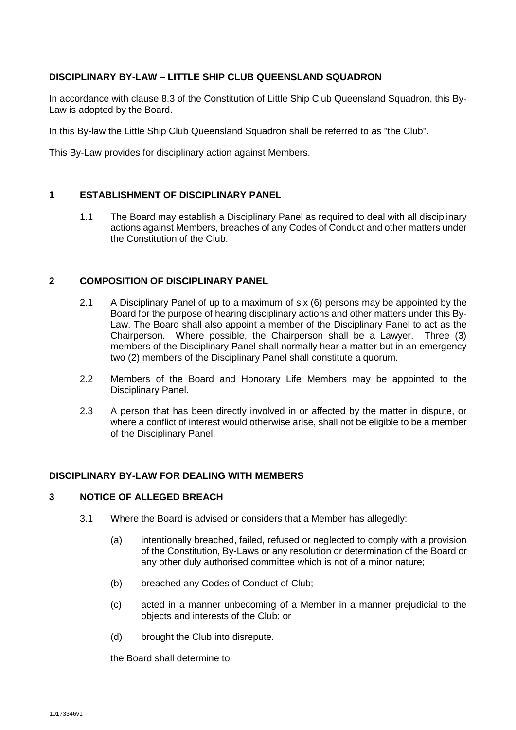## DISCIPLINARY BY-LAW – LITTLE SHIP CLUB QUEENSLAND SQUADRON

In accordance with clause 8.3 of the Constitution of Little Ship Club Queensland Squadron, this By-Law is adopted by the Board.

In this By-law the Little Ship Club Queensland Squadron shall be referred to as "the Club".

This By-Law provides for disciplinary action against Members.

### 1 ESTABLISHMENT OF DISCIPLINARY PANEL

1.1 The Board may establish a Disciplinary Panel as required to deal with all disciplinary actions against Members, breaches of any Codes of Conduct and other matters under the Constitution of the Club.

### 2 COMPOSITION OF DISCIPLINARY PANEL

2.1 A Disciplinary Panel of up to a maximum of six (6) persons may be appointed by the Board for the purpose of hearing disciplinary actions and other matters under this By-Law. The Board shall also appoint a member of the Disciplinary Panel to act as the Chairperson. Where possible, the Chairperson shall be a Lawyer. Three (3) members of the Disciplinary Panel shall normally hear a matter but in an emergency two (2) members of the Disciplinary Panel shall constitute a quorum.

2.2 Members of the Board and Honorary Life Members may be appointed to the Disciplinary Panel.

2.3 A person that has been directly involved in or affected by the matter in dispute, or where a conflict of interest would otherwise arise, shall not be eligible to be a member of the Disciplinary Panel.

## DISCIPLINARY BY-LAW FOR DEALING WITH MEMBERS

### 3 NOTICE OF ALLEGED BREACH

3.1 Where the Board is advised or considers that a Member has allegedly:

(a) intentionally breached, failed, refused or neglected to comply with a provision of the Constitution, By-Laws or any resolution or determination of the Board or any other duly authorised committee which is not of a minor nature;

(b) breached any Codes of Conduct of Club;

(c) acted in a manner unbecoming of a Member in a manner prejudicial to the objects and interests of the Club; or

(d) brought the Club into disrepute.

the Board shall determine to: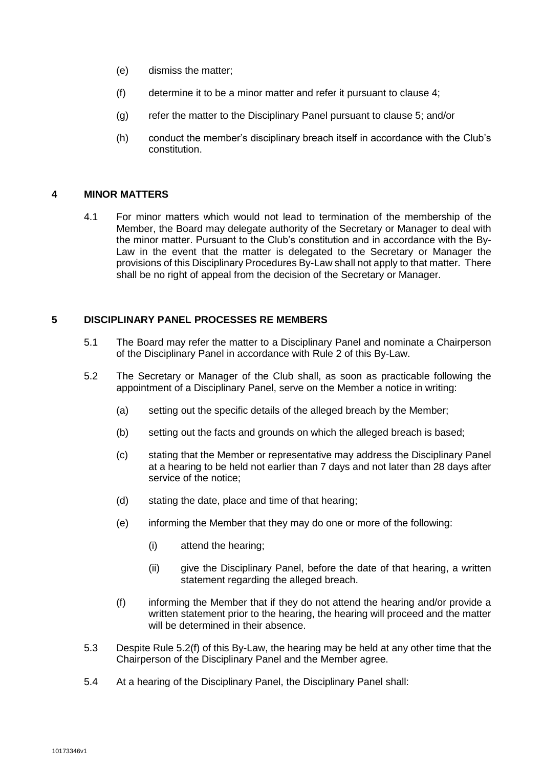(e) dismiss the matter;

(f) determine it to be a minor matter and refer it pursuant to clause 4;

(g) refer the matter to the Disciplinary Panel pursuant to clause 5; and/or

(h) conduct the member's disciplinary breach itself in accordance with the Club's constitution.

## 4 MINOR MATTERS

4.1 For minor matters which would not lead to termination of the membership of the Member, the Board may delegate authority of the Secretary or Manager to deal with the minor matter. Pursuant to the Club's constitution and in accordance with the By-Law in the event that the matter is delegated to the Secretary or Manager the provisions of this Disciplinary Procedures By-Law shall not apply to that matter. There shall be no right of appeal from the decision of the Secretary or Manager.

## 5 DISCIPLINARY PANEL PROCESSES RE MEMBERS

5.1 The Board may refer the matter to a Disciplinary Panel and nominate a Chairperson of the Disciplinary Panel in accordance with Rule 2 of this By-Law.

5.2 The Secretary or Manager of the Club shall, as soon as practicable following the appointment of a Disciplinary Panel, serve on the Member a notice in writing:

(a) setting out the specific details of the alleged breach by the Member;

(b) setting out the facts and grounds on which the alleged breach is based;

(c) stating that the Member or representative may address the Disciplinary Panel at a hearing to be held not earlier than 7 days and not later than 28 days after service of the notice;

(d) stating the date, place and time of that hearing;

(e) informing the Member that they may do one or more of the following:

(i) attend the hearing;

(ii) give the Disciplinary Panel, before the date of that hearing, a written statement regarding the alleged breach.

(f) informing the Member that if they do not attend the hearing and/or provide a written statement prior to the hearing, the hearing will proceed and the matter will be determined in their absence.

5.3 Despite Rule 5.2(f) of this By-Law, the hearing may be held at any other time that the Chairperson of the Disciplinary Panel and the Member agree.

5.4 At a hearing of the Disciplinary Panel, the Disciplinary Panel shall: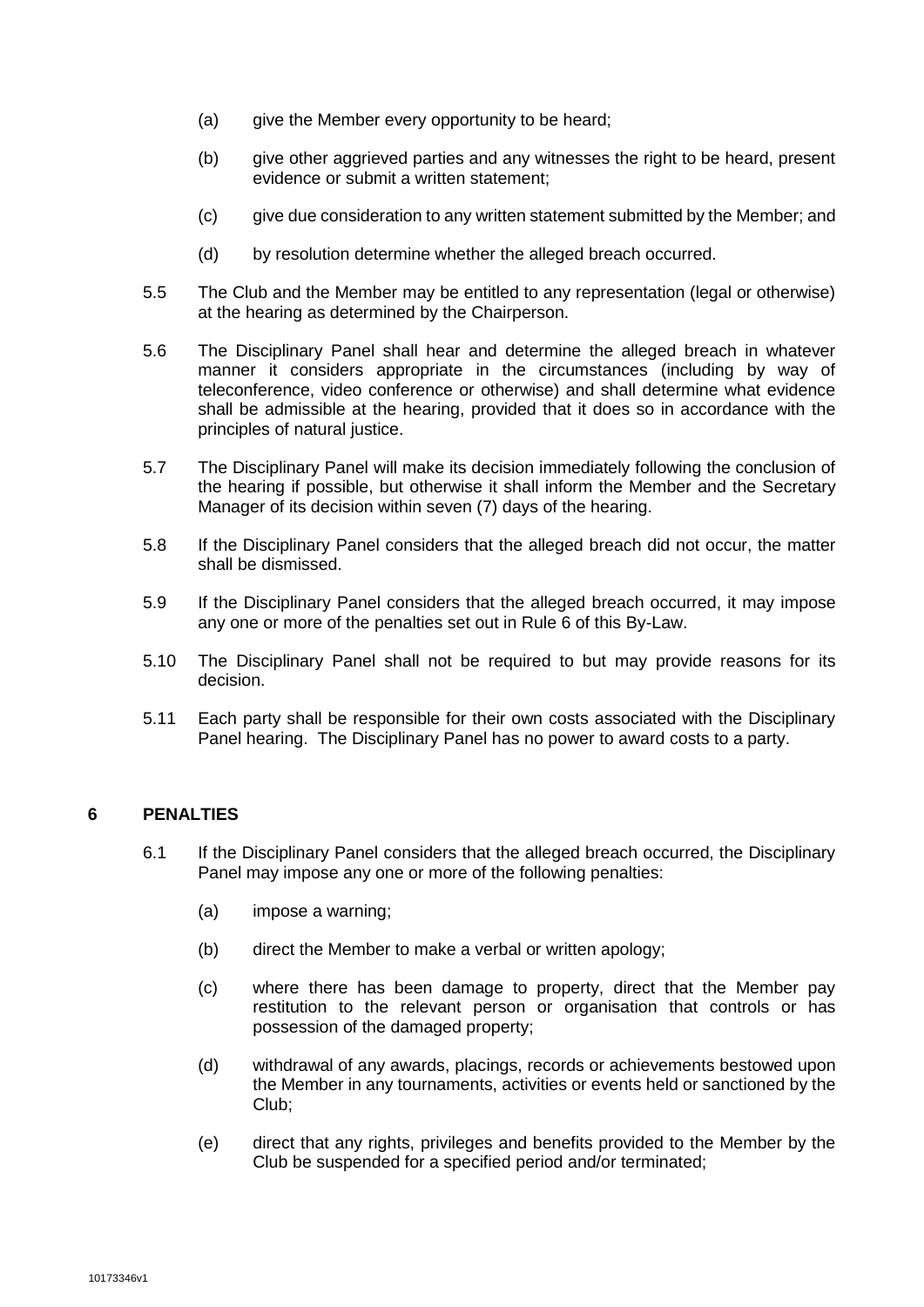(a) give the Member every opportunity to be heard;

(b) give other aggrieved parties and any witnesses the right to be heard, present evidence or submit a written statement;

(c) give due consideration to any written statement submitted by the Member; and

(d) by resolution determine whether the alleged breach occurred.

5.5 The Club and the Member may be entitled to any representation (legal or otherwise) at the hearing as determined by the Chairperson.

5.6 The Disciplinary Panel shall hear and determine the alleged breach in whatever manner it considers appropriate in the circumstances (including by way of teleconference, video conference or otherwise) and shall determine what evidence shall be admissible at the hearing, provided that it does so in accordance with the principles of natural justice.

5.7 The Disciplinary Panel will make its decision immediately following the conclusion of the hearing if possible, but otherwise it shall inform the Member and the Secretary Manager of its decision within seven (7) days of the hearing.

5.8 If the Disciplinary Panel considers that the alleged breach did not occur, the matter shall be dismissed.

5.9 If the Disciplinary Panel considers that the alleged breach occurred, it may impose any one or more of the penalties set out in Rule 6 of this By-Law.

5.10 The Disciplinary Panel shall not be required to but may provide reasons for its decision.

5.11 Each party shall be responsible for their own costs associated with the Disciplinary Panel hearing. The Disciplinary Panel has no power to award costs to a party.

## 6 PENALTIES

6.1 If the Disciplinary Panel considers that the alleged breach occurred, the Disciplinary Panel may impose any one or more of the following penalties:

(a) impose a warning;

(b) direct the Member to make a verbal or written apology;

(c) where there has been damage to property, direct that the Member pay restitution to the relevant person or organisation that controls or has possession of the damaged property;

(d) withdrawal of any awards, placings, records or achievements bestowed upon the Member in any tournaments, activities or events held or sanctioned by the Club;

(e) direct that any rights, privileges and benefits provided to the Member by the Club be suspended for a specified period and/or terminated;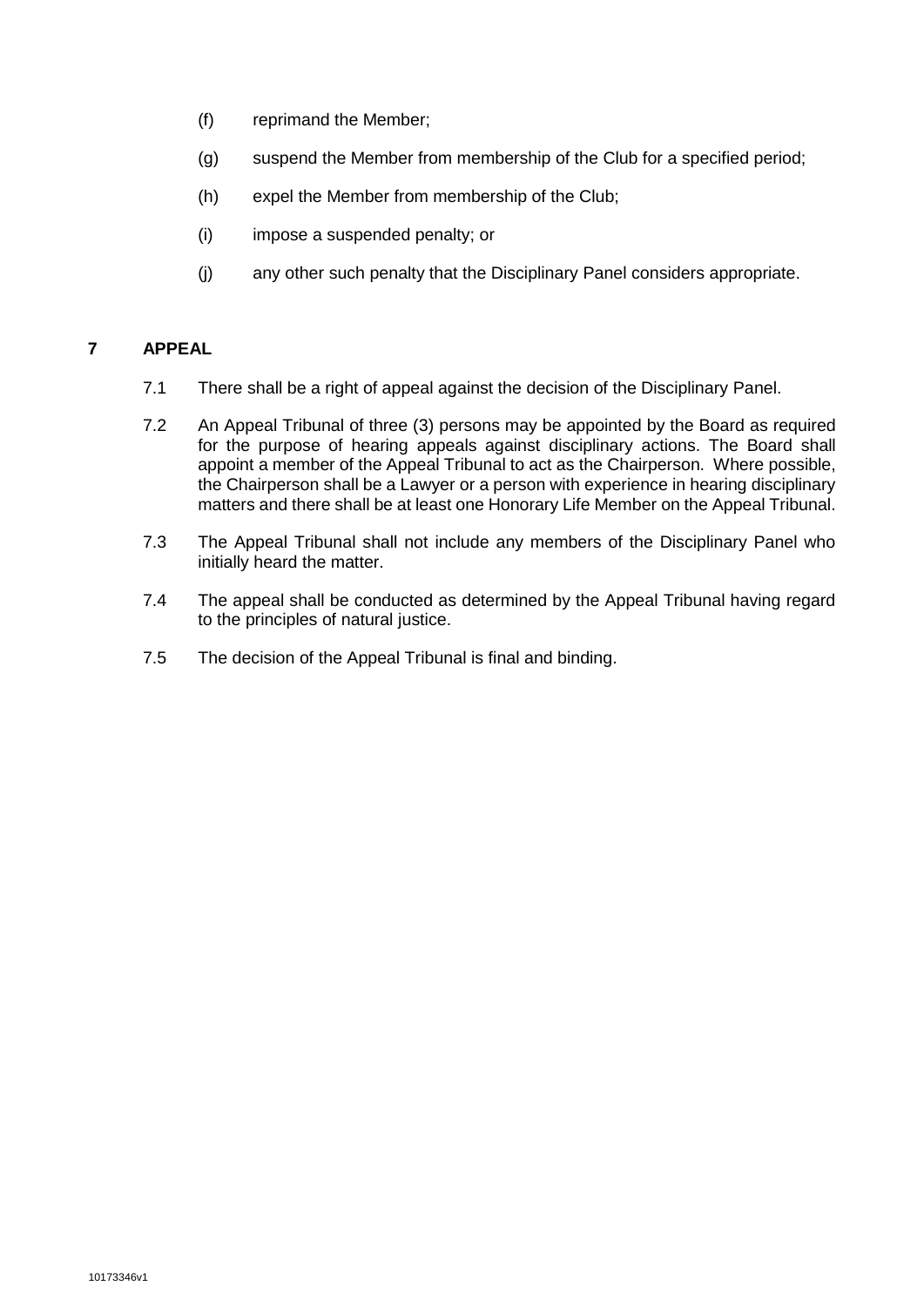(f) reprimand the Member;

(g) suspend the Member from membership of the Club for a specified period;

(h) expel the Member from membership of the Club;

(i) impose a suspended penalty; or

(j) any other such penalty that the Disciplinary Panel considers appropriate.

## 7 APPEAL

7.1 There shall be a right of appeal against the decision of the Disciplinary Panel.

7.2 An Appeal Tribunal of three (3) persons may be appointed by the Board as required for the purpose of hearing appeals against disciplinary actions. The Board shall appoint a member of the Appeal Tribunal to act as the Chairperson. Where possible, the Chairperson shall be a Lawyer or a person with experience in hearing disciplinary matters and there shall be at least one Honorary Life Member on the Appeal Tribunal.

7.3 The Appeal Tribunal shall not include any members of the Disciplinary Panel who initially heard the matter.

7.4 The appeal shall be conducted as determined by the Appeal Tribunal having regard to the principles of natural justice.

7.5 The decision of the Appeal Tribunal is final and binding.